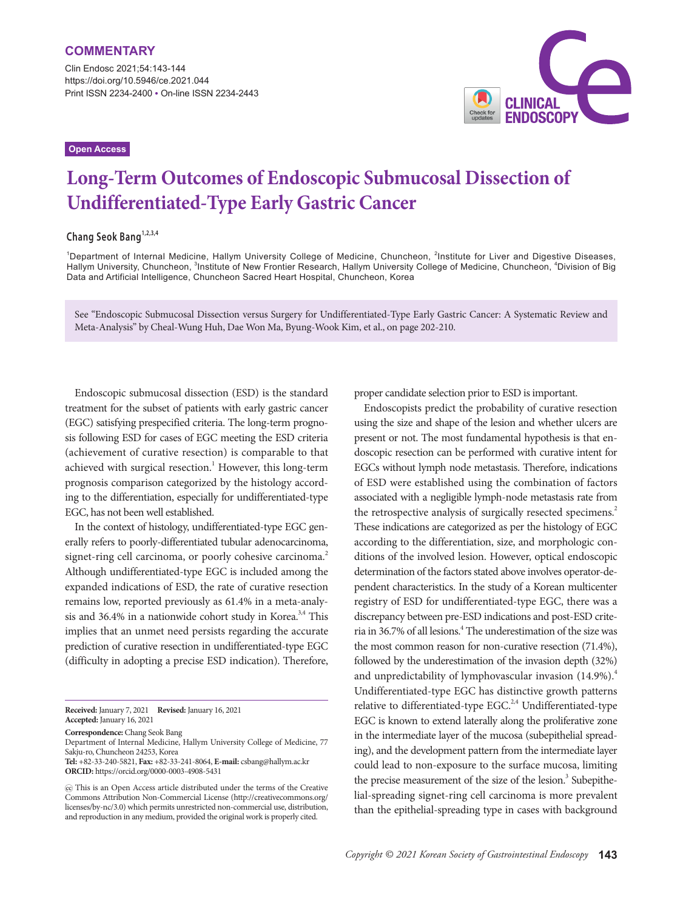**COMMENTARY**

Open Access

# Long-Term Outcomes of Endoscopic Submucosal Dissection of Undifferentiated-Type Early Gastric Cancer

**Chang Seok Bang**[1,2,3,4]

[1]Department of Internal Medicine, Hallym University College of Medicine, Chuncheon, [2]Institute for Liver and Digestive Diseases, Hallym University, Chuncheon, [3]Institute of New Frontier Research, Hallym University College of Medicine, Chuncheon, [4]Division of Big Data and Artificial Intelligence, Chuncheon Sacred Heart Hospital, Chuncheon, Korea

See "Endoscopic Submucosal Dissection versus Surgery for Undifferentiated-Type Early Gastric Cancer: A Systematic Review and Meta-Analysis" by Cheal-Wung Huh, Dae Won Ma, Byung-Wook Kim, et al., on page 202-210.

Endoscopic submucosal dissection (ESD) is the standard treatment for the subset of patients with early gastric cancer (EGC) satisfying prespecified criteria. The long-term prognosis following ESD for cases of EGC meeting the ESD criteria (achievement of curative resection) is comparable to that achieved with surgical resection.[1] However, this long-term prognosis comparison categorized by the histology according to the differentiation, especially for undifferentiated-type EGC, has not been well established.

In the context of histology, undifferentiated-type EGC generally refers to poorly-differentiated tubular adenocarcinoma, signet-ring cell carcinoma, or poorly cohesive carcinoma.[2] Although undifferentiated-type EGC is included among the expanded indications of ESD, the rate of curative resection remains low, reported previously as 61.4% in a meta-analysis and 36.4% in a nationwide cohort study in Korea.[3,4] This implies that an unmet need persists regarding the accurate prediction of curative resection in undifferentiated-type EGC (difficulty in adopting a precise ESD indication). Therefore, proper candidate selection prior to ESD is important.

Endoscopists predict the probability of curative resection using the size and shape of the lesion and whether ulcers are present or not. The most fundamental hypothesis is that endoscopic resection can be performed with curative intent for EGCs without lymph node metastasis. Therefore, indications of ESD were established using the combination of factors associated with a negligible lymph-node metastasis rate from the retrospective analysis of surgically resected specimens.[2] These indications are categorized as per the histology of EGC according to the differentiation, size, and morphologic conditions of the involved lesion. However, optical endoscopic determination of the factors stated above involves operator-dependent characteristics. In the study of a Korean multicenter registry of ESD for undifferentiated-type EGC, there was a discrepancy between pre-ESD indications and post-ESD criteria in 36.7% of all lesions.[4] The underestimation of the size was the most common reason for non-curative resection (71.4%), followed by the underestimation of the invasion depth (32%) and unpredictability of lymphovascular invasion (14.9%).[4] Undifferentiated-type EGC has distinctive growth patterns relative to differentiated-type EGC.[2,4] Undifferentiated-type EGC is known to extend laterally along the proliferative zone in the intermediate layer of the mucosa (subepithelial spreading), and the development pattern from the intermediate layer could lead to non-exposure to the surface mucosa, limiting the precise measurement of the size of the lesion.[3] Subepithelial-spreading signet-ring cell carcinoma is more prevalent than the epithelial-spreading type in cases with background

---

**Received:** January 7, 2021 **Revised:** January 16, 2021
**Accepted:** January 16, 2021

**Correspondence:** Chang Seok Bang
Department of Internal Medicine, Hallym University College of Medicine, 77 Sakju-ro, Chuncheon 24253, Korea
**Tel:** +82-33-240-5821, **Fax:** +82-33-241-8064, **E-mail:** csbang@hallym.ac.kr
**ORCID:** https://orcid.org/0000-0003-4908-5431

This is an Open Access article distributed under the terms of the Creative Commons Attribution Non-Commercial License (http://creativecommons.org/licenses/by-nc/3.0) which permits unrestricted non-commercial use, distribution, and reproduction in any medium, provided the original work is properly cited.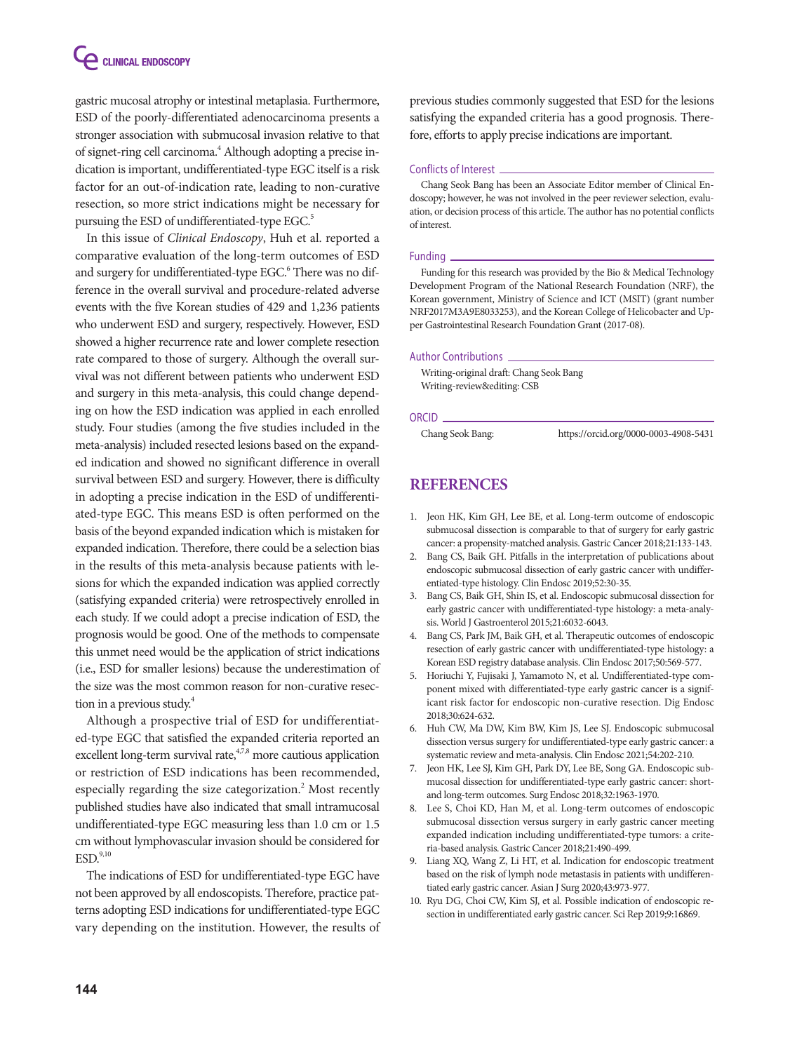gastric mucosal atrophy or intestinal metaplasia. Furthermore, ESD of the poorly-differentiated adenocarcinoma presents a stronger association with submucosal invasion relative to that of signet-ring cell carcinoma.[4] Although adopting a precise indication is important, undifferentiated-type EGC itself is a risk factor for an out-of-indication rate, leading to non-curative resection, so more strict indications might be necessary for pursuing the ESD of undifferentiated-type EGC.[5]

In this issue of *Clinical Endoscopy*, Huh et al. reported a comparative evaluation of the long-term outcomes of ESD and surgery for undifferentiated-type EGC.[6] There was no difference in the overall survival and procedure-related adverse events with the five Korean studies of 429 and 1,236 patients who underwent ESD and surgery, respectively. However, ESD showed a higher recurrence rate and lower complete resection rate compared to those of surgery. Although the overall survival was not different between patients who underwent ESD and surgery in this meta-analysis, this could change depending on how the ESD indication was applied in each enrolled study. Four studies (among the five studies included in the meta-analysis) included resected lesions based on the expanded indication and showed no significant difference in overall survival between ESD and surgery. However, there is difficulty in adopting a precise indication in the ESD of undifferentiated-type EGC. This means ESD is often performed on the basis of the beyond expanded indication which is mistaken for expanded indication. Therefore, there could be a selection bias in the results of this meta-analysis because patients with lesions for which the expanded indication was applied correctly (satisfying expanded criteria) were retrospectively enrolled in each study. If we could adopt a precise indication of ESD, the prognosis would be good. One of the methods to compensate this unmet need would be the application of strict indications (i.e., ESD for smaller lesions) because the underestimation of the size was the most common reason for non-curative resection in a previous study.[4]

Although a prospective trial of ESD for undifferentiated-type EGC that satisfied the expanded criteria reported an excellent long-term survival rate,[4,7,8] more cautious application or restriction of ESD indications has been recommended, especially regarding the size categorization.[2] Most recently published studies have also indicated that small intramucosal undifferentiated-type EGC measuring less than 1.0 cm or 1.5 cm without lymphovascular invasion should be considered for ESD.[9,10]

The indications of ESD for undifferentiated-type EGC have not been approved by all endoscopists. Therefore, practice patterns adopting ESD indications for undifferentiated-type EGC vary depending on the institution. However, the results of previous studies commonly suggested that ESD for the lesions satisfying the expanded criteria has a good prognosis. Therefore, efforts to apply precise indications are important.

### Conflicts of Interest

Chang Seok Bang has been an Associate Editor member of Clinical Endoscopy; however, he was not involved in the peer reviewer selection, evaluation, or decision process of this article. The author has no potential conflicts of interest.

### Funding

Funding for this research was provided by the Bio & Medical Technology Development Program of the National Research Foundation (NRF), the Korean government, Ministry of Science and ICT (MSIT) (grant number NRF2017M3A9E8033253), and the Korean College of Helicobacter and Upper Gastrointestinal Research Foundation Grant (2017-08).

### Author Contributions

Writing-original draft: Chang Seok Bang
Writing-review&editing: CSB

### ORCID

Chang Seok Bang: https://orcid.org/0000-0003-4908-5431

## REFERENCES

1. Jeon HK, Kim GH, Lee BE, et al. Long-term outcome of endoscopic submucosal dissection is comparable to that of surgery for early gastric cancer: a propensity-matched analysis. Gastric Cancer 2018;21:133-143.
2. Bang CS, Baik GH. Pitfalls in the interpretation of publications about endoscopic submucosal dissection of early gastric cancer with undifferentiated-type histology. Clin Endosc 2019;52:30-35.
3. Bang CS, Baik GH, Shin IS, et al. Endoscopic submucosal dissection for early gastric cancer with undifferentiated-type histology: a meta-analysis. World J Gastroenterol 2015;21:6032-6043.
4. Bang CS, Park JM, Baik GH, et al. Therapeutic outcomes of endoscopic resection of early gastric cancer with undifferentiated-type histology: a Korean ESD registry database analysis. Clin Endosc 2017;50:569-577.
5. Horiuchi Y, Fujisaki J, Yamamoto N, et al. Undifferentiated-type component mixed with differentiated-type early gastric cancer is a significant risk factor for endoscopic non-curative resection. Dig Endosc 2018;30:624-632.
6. Huh CW, Ma DW, Kim BW, Kim JS, Lee SJ. Endoscopic submucosal dissection versus surgery for undifferentiated-type early gastric cancer: a systematic review and meta-analysis. Clin Endosc 2021;54:202-210.
7. Jeon HK, Lee SJ, Kim GH, Park DY, Lee BE, Song GA. Endoscopic submucosal dissection for undifferentiated-type early gastric cancer: short- and long-term outcomes. Surg Endosc 2018;32:1963-1970.
8. Lee S, Choi KD, Han M, et al. Long-term outcomes of endoscopic submucosal dissection versus surgery in early gastric cancer meeting expanded indication including undifferentiated-type tumors: a criteria-based analysis. Gastric Cancer 2018;21:490-499.
9. Liang XQ, Wang Z, Li HT, et al. Indication for endoscopic treatment based on the risk of lymph node metastasis in patients with undifferentiated early gastric cancer. Asian J Surg 2020;43:973-977.
10. Ryu DG, Choi CW, Kim SJ, et al. Possible indication of endoscopic resection in undifferentiated early gastric cancer. Sci Rep 2019;9:16869.